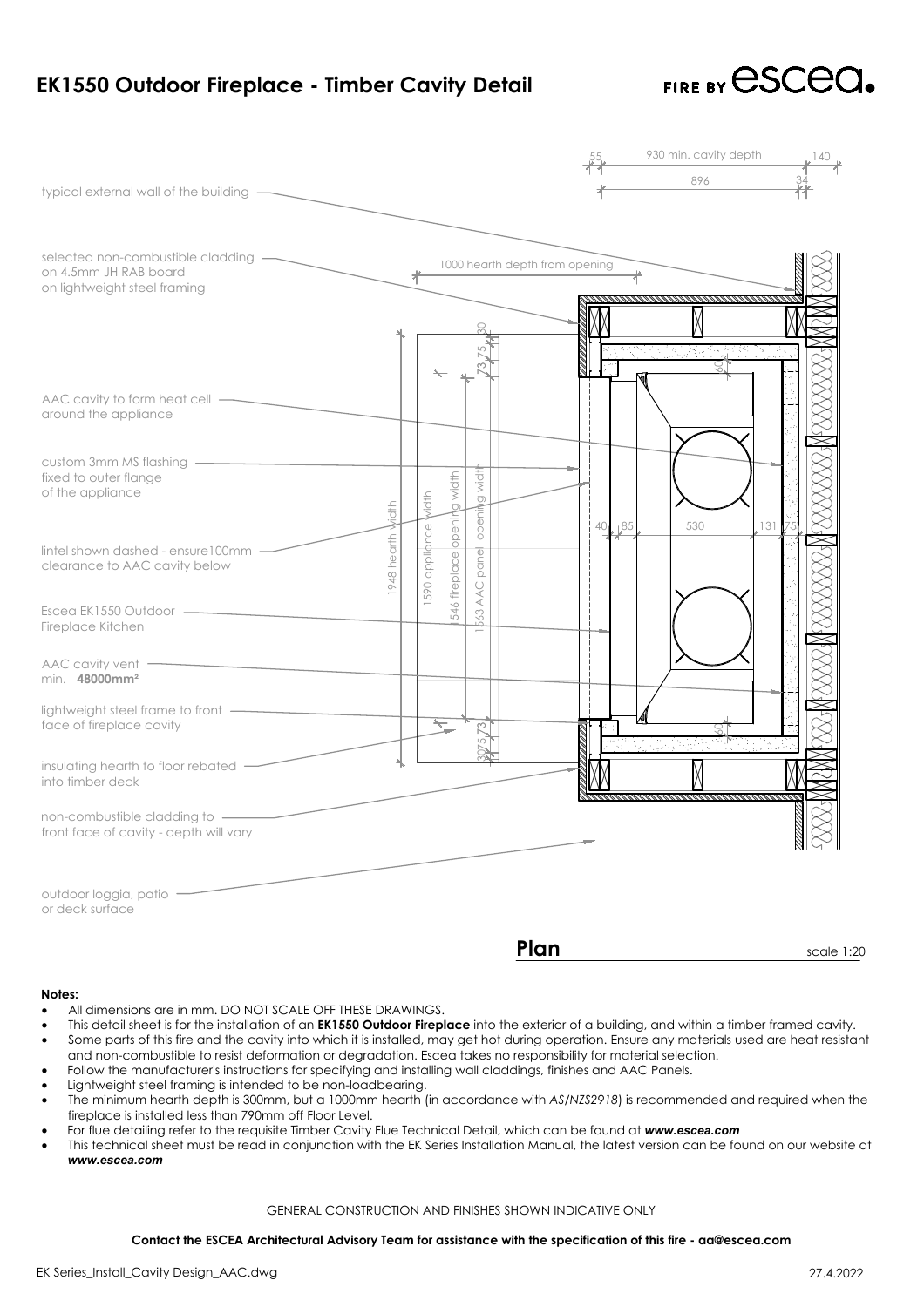# EK1550 Outdoor Fireplace - Timber Cavity Detail

FIRE BY escea.

typical external wall of the building

selected non-combustible cladding
on 4.5mm JH RAB board
on lightweight steel framing

AAC cavity to form heat cell
around the appliance

custom 3mm MS flashing
fixed to outer flange
of the appliance

lintel shown dashed - ensure100mm
clearance to AAC cavity below

Escea EK1550 Outdoor
Fireplace Kitchen

AAC cavity vent
min. **48000mm²**

lightweight steel frame to front
face of fireplace cavity

insulating hearth to floor rebated
into timber deck

non-combustible cladding to
front face of cavity - depth will vary

outdoor loggia, patio
or deck surface

55 | 930 min. cavity depth | 140
896 | 34
1000 hearth depth from opening
1948 hearth width
1590 appliance width
1546 fireplace opening width
1563 AAC panel opening width
30 | 73 | 75 | 60
40 | 85 | 530 | 131 | 75
30 | 75 | 73 | 60

## Plan

scale 1:20

**Notes:**

- All dimensions are in mm. DO NOT SCALE OFF THESE DRAWINGS.
- This detail sheet is for the installation of an **EK1550 Outdoor Fireplace** into the exterior of a building, and within a timber framed cavity.
- Some parts of this fire and the cavity into which it is installed, may get hot during operation. Ensure any materials used are heat resistant and non-combustible to resist deformation or degradation. Escea takes no responsibility for material selection.
- Follow the manufacturer's instructions for specifying and installing wall claddings, finishes and AAC Panels.
- Lightweight steel framing is intended to be non-loadbearing.
- The minimum hearth depth is 300mm, but a 1000mm hearth (in accordance with *AS/NZS2918*) is recommended and required when the fireplace is installed less than 790mm off Floor Level.
- For flue detailing refer to the requisite Timber Cavity Flue Technical Detail, which can be found at ***www.escea.com***
- This technical sheet must be read in conjunction with the EK Series Installation Manual, the latest version can be found on our website at ***www.escea.com***

GENERAL CONSTRUCTION AND FINISHES SHOWN INDICATIVE ONLY

**Contact the ESCEA Architectural Advisory Team for assistance with the specification of this fire - aa@escea.com**

EK Series_Install_Cavity Design_AAC.dwg

27.4.2022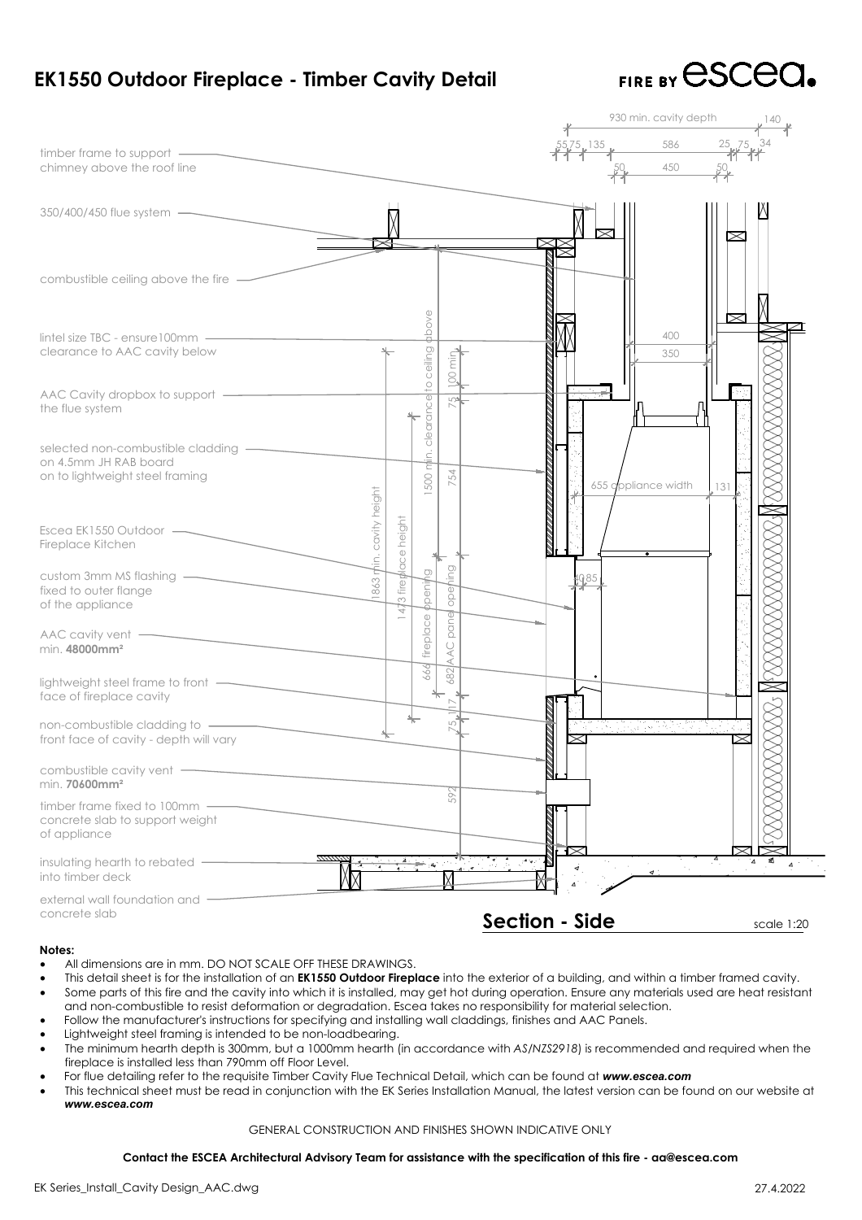# EK1550 Outdoor Fireplace - Timber Cavity Detail

FIRE BY escea

930 min. cavity depth | 140

55 75 135 | 586 | 25 75 34

50 | 450 | 50

timber frame to support chimney above the roof line

350/400/450 flue system

combustible ceiling above the fire

lintel size TBC - ensure100mm clearance to AAC cavity below

AAC Cavity dropbox to support the flue system

selected non-combustible cladding on 4.5mm JH RAB board on to lightweight steel framing

Escea EK1550 Outdoor Fireplace Kitchen

custom 3mm MS flashing fixed to outer flange of the appliance

AAC cavity vent min. **48000mm²**

lightweight steel frame to front face of fireplace cavity

non-combustible cladding to front face of cavity - depth will vary

combustible cavity vent min. **70600mm²**

timber frame fixed to 100mm concrete slab to support weight of appliance

insulating hearth to rebated into timber deck

external wall foundation and concrete slab

1863 min. cavity height

1473 fireplace height

1500 min. clearance to ceiling above

666 fireplace opening

682 AAC panel opening

100 min.

75

754

75

117

592

400

350

655 appliance width

131

40 85

## Section - Side

scale 1:20

**Notes:**

- All dimensions are in mm. DO NOT SCALE OFF THESE DRAWINGS.
- This detail sheet is for the installation of an **EK1550 Outdoor Fireplace** into the exterior of a building, and within a timber framed cavity.
- Some parts of this fire and the cavity into which it is installed, may get hot during operation. Ensure any materials used are heat resistant and non-combustible to resist deformation or degradation. Escea takes no responsibility for material selection.
- Follow the manufacturer's instructions for specifying and installing wall claddings, finishes and AAC Panels.
- Lightweight steel framing is intended to be non-loadbearing.
- The minimum hearth depth is 300mm, but a 1000mm hearth (in accordance with *AS/NZS2918*) is recommended and required when the fireplace is installed less than 790mm off Floor Level.
- For flue detailing refer to the requisite Timber Cavity Flue Technical Detail, which can be found at ***www.escea.com***
- This technical sheet must be read in conjunction with the EK Series Installation Manual, the latest version can be found on our website at ***www.escea.com***

GENERAL CONSTRUCTION AND FINISHES SHOWN INDICATIVE ONLY

**Contact the ESCEA Architectural Advisory Team for assistance with the specification of this fire - aa@escea.com**

EK Series_Install_Cavity Design_AAC.dwg

27.4.2022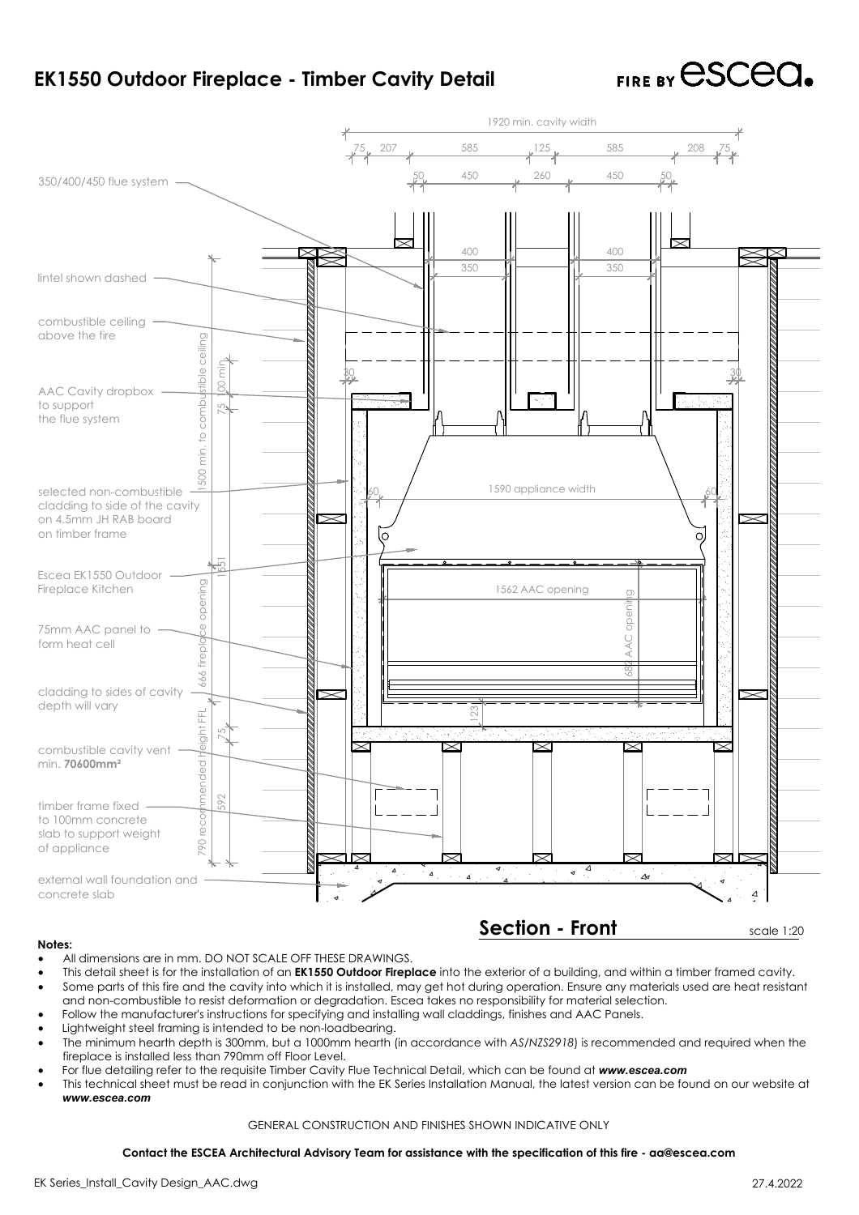# EK1550 Outdoor Fireplace - Timber Cavity Detail

FIRE BY escea

1920 min. cavity width

75 207 585 125 585 208 75

50 450 260 450 50

400 400

350 350

350/400/450 flue system

lintel shown dashed

combustible ceiling above the fire

AAC Cavity dropbox to support the flue system

selected non-combustible cladding to side of the cavity on 4.5mm JH RAB board on timber frame

Escea EK1550 Outdoor Fireplace Kitchen

75mm AAC panel to form heat cell

cladding to sides of cavity depth will vary

combustible cavity vent min. **70600mm²**

timber frame fixed to 100mm concrete slab to support weight of appliance

external wall foundation and concrete slab

1500 min. to combustible ceiling

100 min.

75

30 30

60 60

1590 appliance width

1562 AAC opening

682 AAC opening

1551

666 fireplace opening

123

75

592

790 recommended height FFL

## Section - Front

scale 1:20

**Notes:**

- All dimensions are in mm. DO NOT SCALE OFF THESE DRAWINGS.
- This detail sheet is for the installation of an **EK1550 Outdoor Fireplace** into the exterior of a building, and within a timber framed cavity.
- Some parts of this fire and the cavity into which it is installed, may get hot during operation. Ensure any materials used are heat resistant and non-combustible to resist deformation or degradation. Escea takes no responsibility for material selection.
- Follow the manufacturer's instructions for specifying and installing wall claddings, finishes and AAC Panels.
- Lightweight steel framing is intended to be non-loadbearing.
- The minimum hearth depth is 300mm, but a 1000mm hearth (in accordance with *AS/NZS2918*) is recommended and required when the fireplace is installed less than 790mm off Floor Level.
- For flue detailing refer to the requisite Timber Cavity Flue Technical Detail, which can be found at ***www.escea.com***
- This technical sheet must be read in conjunction with the EK Series Installation Manual, the latest version can be found on our website at ***www.escea.com***

GENERAL CONSTRUCTION AND FINISHES SHOWN INDICATIVE ONLY

**Contact the ESCEA Architectural Advisory Team for assistance with the specification of this fire - aa@escea.com**

EK Series_Install_Cavity Design_AAC.dwg

27.4.2022